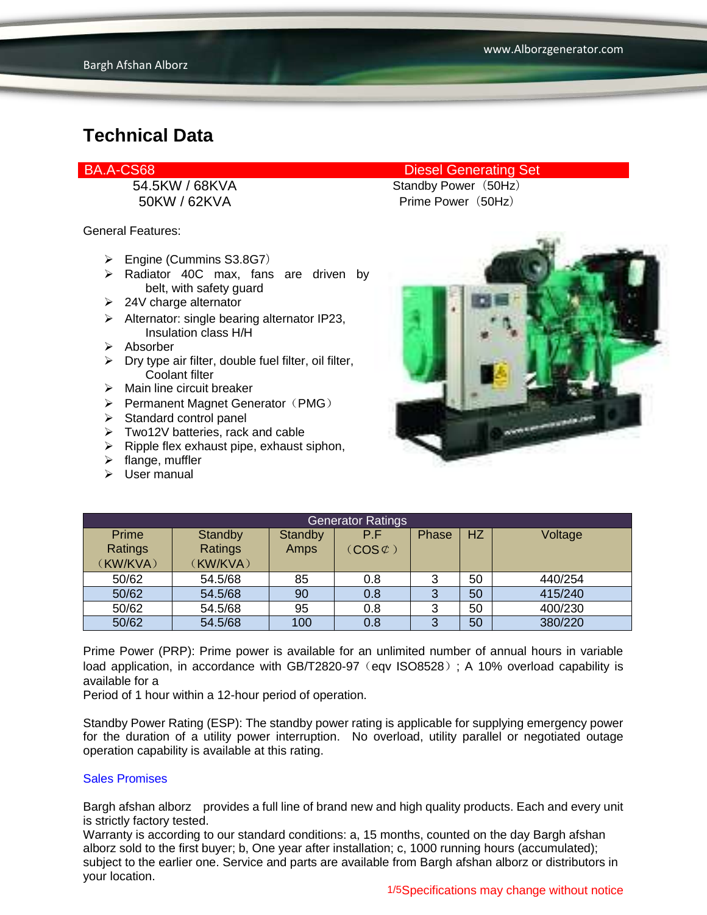# Technical Data

**BA.A-CS68** Diesel Generating Set

54.5KW / 68KVA Standby Power（50Hz）
50KW / 62KVA Prime Power（50Hz）

General Features:

- Engine (Cummins S3.8G7）
- Radiator 40C max, fans are driven by belt, with safety guard
- 24V charge alternator
- Alternator: single bearing alternator IP23, Insulation class H/H
- Absorber
- Dry type air filter, double fuel filter, oil filter, Coolant filter
- Main line circuit breaker
- Permanent Magnet Generator（PMG）
- Standard control panel
- Two12V batteries, rack and cable
- Ripple flex exhaust pipe, exhaust siphon,
- flange, muffler
- User manual

| Generator Ratings | | | | | | |
|---|---|---|---|---|---|---|
| Prime Ratings （KW/KVA） | Standby Ratings （KW/KVA） | Standby Amps | P.F （COS⊄） | Phase | HZ | Voltage |
| 50/62 | 54.5/68 | 85 | 0.8 | 3 | 50 | 440/254 |
| 50/62 | 54.5/68 | 90 | 0.8 | 3 | 50 | 415/240 |
| 50/62 | 54.5/68 | 95 | 0.8 | 3 | 50 | 400/230 |
| 50/62 | 54.5/68 | 100 | 0.8 | 3 | 50 | 380/220 |

Prime Power (PRP): Prime power is available for an unlimited number of annual hours in variable load application, in accordance with GB/T2820-97（eqv ISO8528）; A 10% overload capability is available for a
Period of 1 hour within a 12-hour period of operation.

Standby Power Rating (ESP): The standby power rating is applicable for supplying emergency power for the duration of a utility power interruption. No overload, utility parallel or negotiated outage operation capability is available at this rating.

Sales Promises

Bargh afshan alborz provides a full line of brand new and high quality products. Each and every unit is strictly factory tested.
Warranty is according to our standard conditions: a, 15 months, counted on the day Bargh afshan alborz sold to the first buyer; b, One year after installation; c, 1000 running hours (accumulated); subject to the earlier one. Service and parts are available from Bargh afshan alborz or distributors in your location.

Specifications may change without notice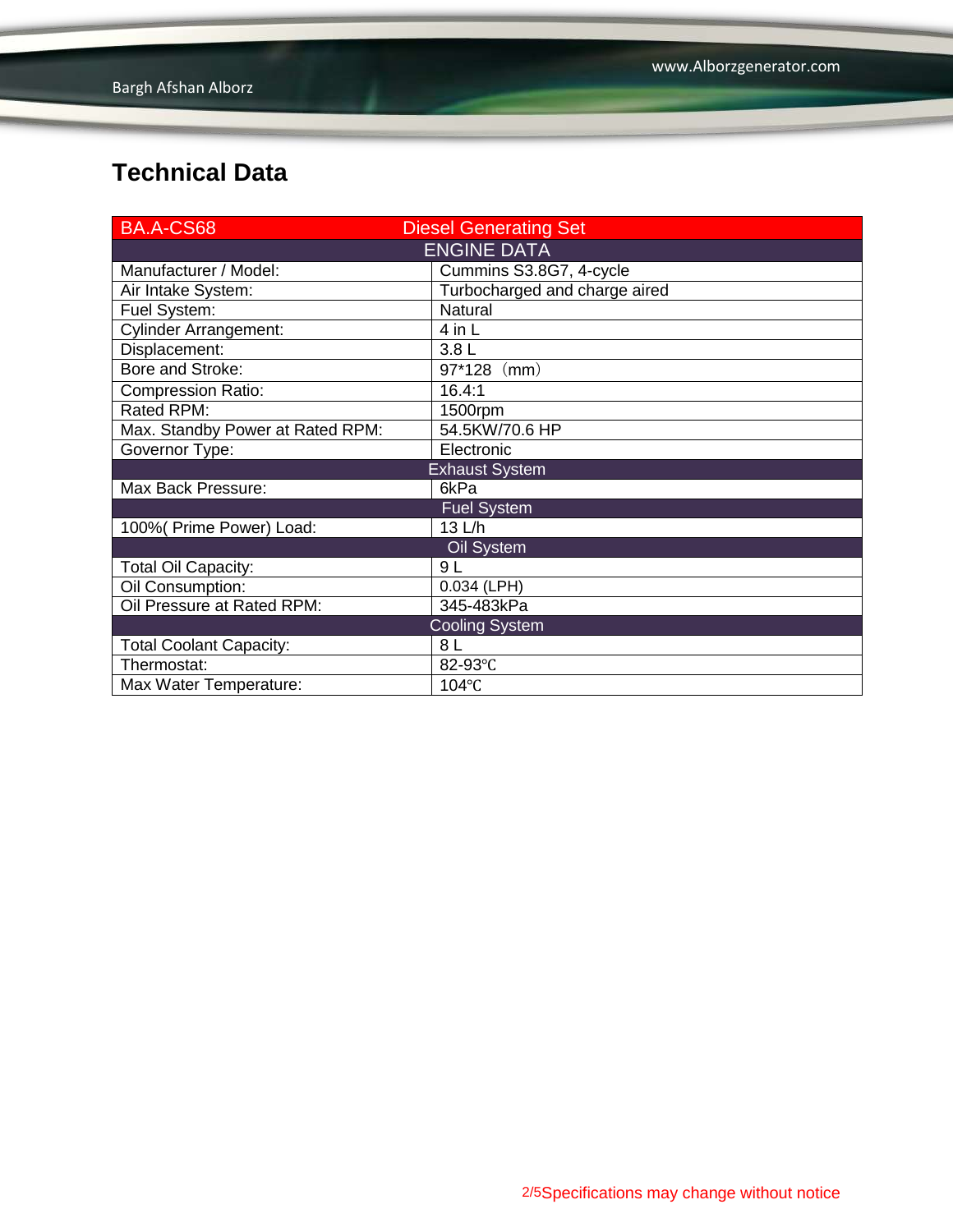## Technical Data

| BA.A-CS68 | Diesel Generating Set |
|---|---|
| ENGINE DATA | |
| Manufacturer / Model: | Cummins S3.8G7, 4-cycle |
| Air Intake System: | Turbocharged and charge aired |
| Fuel System: | Natural |
| Cylinder Arrangement: | 4 in L |
| Displacement: | 3.8 L |
| Bore and Stroke: | 97*128（mm） |
| Compression Ratio: | 16.4:1 |
| Rated RPM: | 1500rpm |
| Max. Standby Power at Rated RPM: | 54.5KW/70.6 HP |
| Governor Type: | Electronic |
| Exhaust System | |
| Max Back Pressure: | 6kPa |
| Fuel System | |
| 100%( Prime Power) Load: | 13 L/h |
| Oil System | |
| Total Oil Capacity: | 9 L |
| Oil Consumption: | 0.034 (LPH) |
| Oil Pressure at Rated RPM: | 345-483kPa |
| Cooling System | |
| Total Coolant Capacity: | 8 L |
| Thermostat: | 82-93℃ |
| Max Water Temperature: | 104℃ |

Specifications may change without notice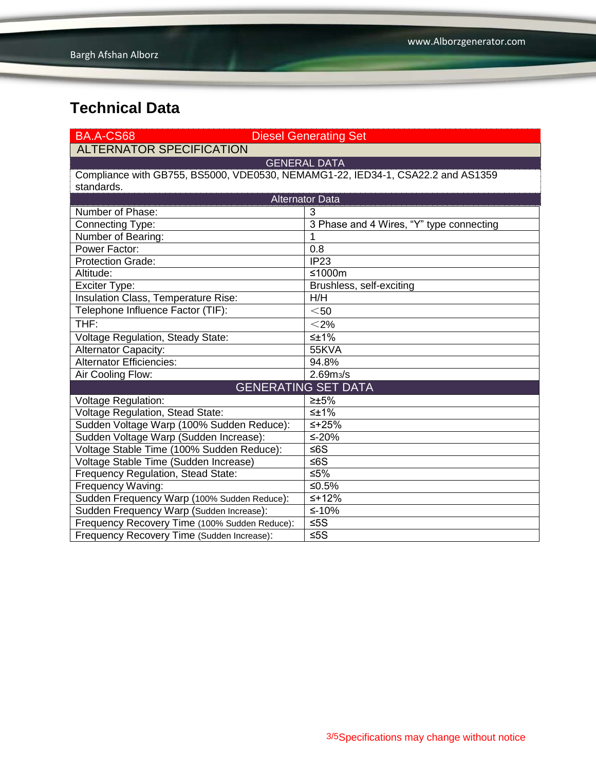## Technical Data

| BA.A-CS68 | Diesel Generating Set |
|---|---|
| **ALTERNATOR SPECIFICATION** | |
| **GENERAL DATA** | |
| Compliance with GB755, BS5000, VDE0530, NEMAMG1-22, IED34-1, CSA22.2 and AS1359 standards. | |
| **Alternator Data** | |
| Number of Phase: | 3 |
| Connecting Type: | 3 Phase and 4 Wires, “Y” type connecting |
| Number of Bearing: | 1 |
| Power Factor: | 0.8 |
| Protection Grade: | IP23 |
| Altitude: | ≤1000m |
| Exciter Type: | Brushless, self-exciting |
| Insulation Class, Temperature Rise: | H/H |
| Telephone Influence Factor (TIF): | ＜50 |
| THF: | ＜2% |
| Voltage Regulation, Steady State: | ≤±1% |
| Alternator Capacity: | 55KVA |
| Alternator Efficiencies: | 94.8% |
| Air Cooling Flow: | 2.69$m^3$/s |
| **GENERATING SET DATA** | |
| Voltage Regulation: | ≥±5% |
| Voltage Regulation, Stead State: | ≤±1% |
| Sudden Voltage Warp (100% Sudden Reduce): | ≤+25% |
| Sudden Voltage Warp (Sudden Increase): | ≤-20% |
| Voltage Stable Time (100% Sudden Reduce): | ≤6S |
| Voltage Stable Time (Sudden Increase) | ≤6S |
| Frequency Regulation, Stead State: | ≤5% |
| Frequency Waving: | ≤0.5% |
| Sudden Frequency Warp (100% Sudden Reduce): | ≤+12% |
| Sudden Frequency Warp (Sudden Increase): | ≤-10% |
| Frequency Recovery Time (100% Sudden Reduce): | ≤5S |
| Frequency Recovery Time (Sudden Increase): | ≤5S |

Specifications may change without notice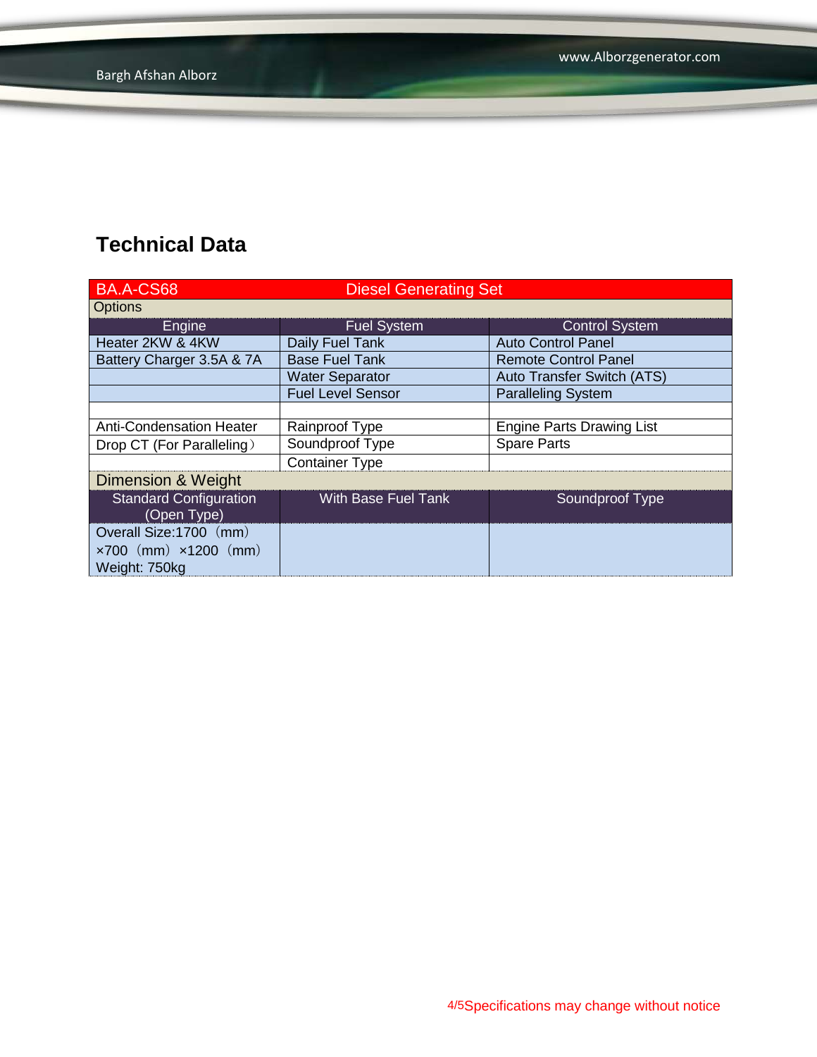## Technical Data

| BA.A-CS68 | Diesel Generating Set | |
|---|---|---|
| Options | | |
| Engine | Fuel System | Control System |
| Heater 2KW & 4KW | Daily Fuel Tank | Auto Control Panel |
| Battery Charger 3.5A & 7A | Base Fuel Tank | Remote Control Panel |
| | Water Separator | Auto Transfer Switch (ATS) |
| | Fuel Level Sensor | Paralleling System |
| | | |
| Anti-Condensation Heater | Rainproof Type | Engine Parts Drawing List |
| Drop CT (For Paralleling） | Soundproof Type | Spare Parts |
| | Container Type | |
| Dimension & Weight | | |
| Standard Configuration (Open Type) | With Base Fuel Tank | Soundproof Type |
| Overall Size:1700（mm）×700（mm）×1200（mm） Weight: 750kg | | |

Specifications may change without notice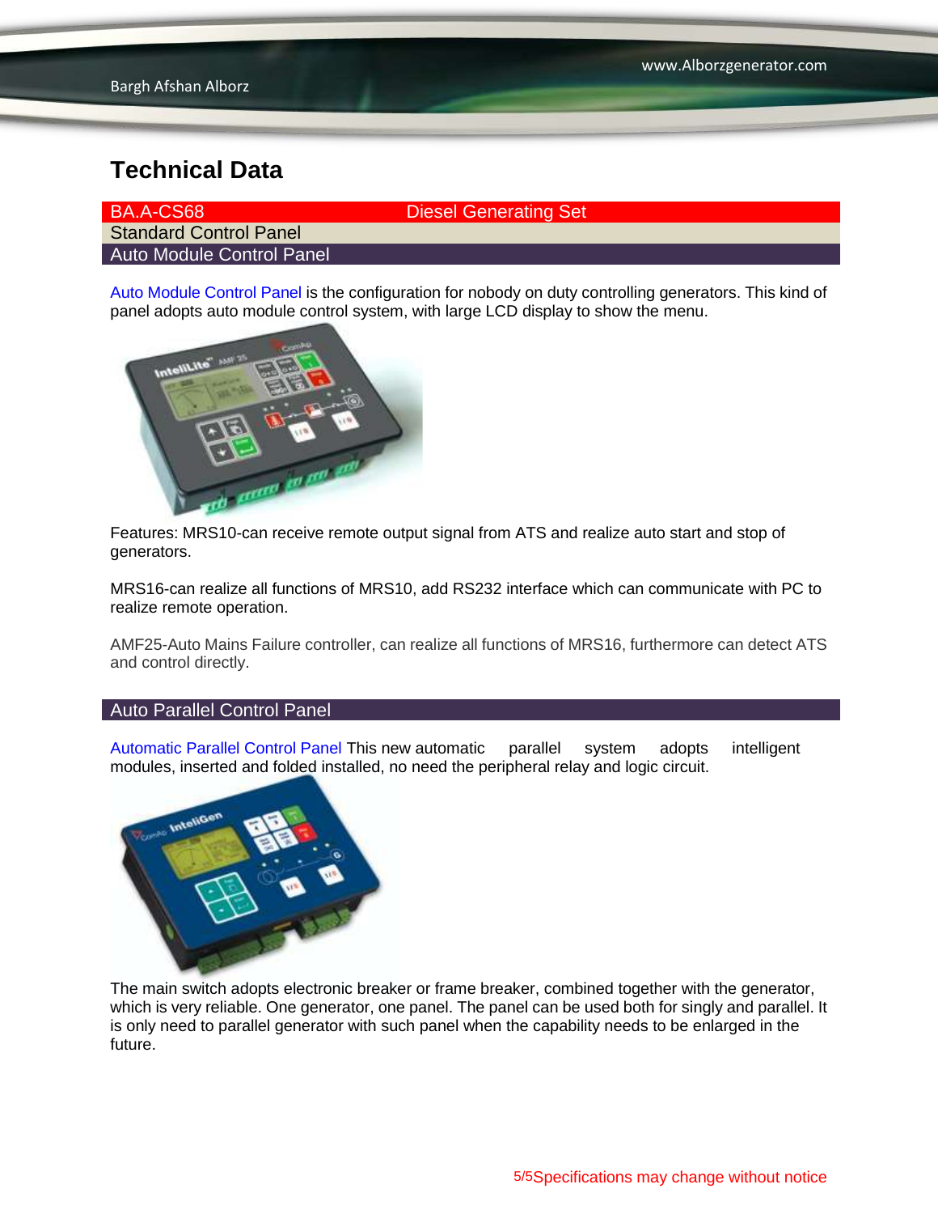# Technical Data

| BA.A-CS68 | Diesel Generating Set |
|---|---|
| Standard Control Panel | |

## Auto Module Control Panel

Auto Module Control Panel is the configuration for nobody on duty controlling generators. This kind of panel adopts auto module control system, with large LCD display to show the menu.

Features: MRS10-can receive remote output signal from ATS and realize auto start and stop of generators.

MRS16-can realize all functions of MRS10, add RS232 interface which can communicate with PC to realize remote operation.

AMF25-Auto Mains Failure controller, can realize all functions of MRS16, furthermore can detect ATS and control directly.

## Auto Parallel Control Panel

Automatic Parallel Control Panel This new automatic parallel system adopts intelligent modules, inserted and folded installed, no need the peripheral relay and logic circuit.

The main switch adopts electronic breaker or frame breaker, combined together with the generator, which is very reliable. One generator, one panel. The panel can be used both for singly and parallel. It is only need to parallel generator with such panel when the capability needs to be enlarged in the future.

Specifications may change without notice